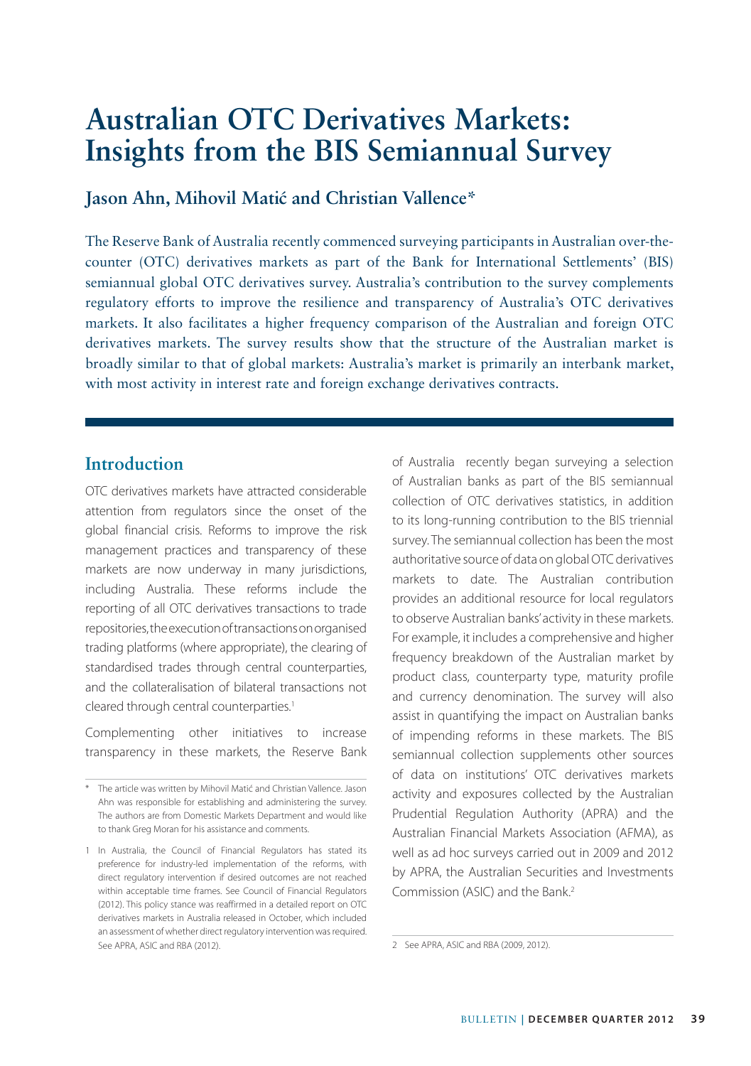# Australian OTC Derivatives Markets: Insights from the BIS Semiannual Survey

## Jason Ahn, Mihovil Matić and Christian Vallence*

The Reserve Bank of Australia recently commenced surveying participants in Australian over-the-counter (OTC) derivatives markets as part of the Bank for International Settlements' (BIS) semiannual global OTC derivatives survey. Australia's contribution to the survey complements regulatory efforts to improve the resilience and transparency of Australia's OTC derivatives markets. It also facilitates a higher frequency comparison of the Australian and foreign OTC derivatives markets. The survey results show that the structure of the Australian market is broadly similar to that of global markets: Australia's market is primarily an interbank market, with most activity in interest rate and foreign exchange derivatives contracts.

## Introduction

OTC derivatives markets have attracted considerable attention from regulators since the onset of the global financial crisis. Reforms to improve the risk management practices and transparency of these markets are now underway in many jurisdictions, including Australia. These reforms include the reporting of all OTC derivatives transactions to trade repositories, the execution of transactions on organised trading platforms (where appropriate), the clearing of standardised trades through central counterparties, and the collateralisation of bilateral transactions not cleared through central counterparties.[1]

Complementing other initiatives to increase transparency in these markets, the Reserve Bank of Australia recently began surveying a selection of Australian banks as part of the BIS semiannual collection of OTC derivatives statistics, in addition to its long-running contribution to the BIS triennial survey. The semiannual collection has been the most authoritative source of data on global OTC derivatives markets to date. The Australian contribution provides an additional resource for local regulators to observe Australian banks' activity in these markets. For example, it includes a comprehensive and higher frequency breakdown of the Australian market by product class, counterparty type, maturity profile and currency denomination. The survey will also assist in quantifying the impact on Australian banks of impending reforms in these markets. The BIS semiannual collection supplements other sources of data on institutions' OTC derivatives markets activity and exposures collected by the Australian Prudential Regulation Authority (APRA) and the Australian Financial Markets Association (AFMA), as well as ad hoc surveys carried out in 2009 and 2012 by APRA, the Australian Securities and Investments Commission (ASIC) and the Bank.[2]

---

\* The article was written by Mihovil Matić and Christian Vallence. Jason Ahn was responsible for establishing and administering the survey. The authors are from Domestic Markets Department and would like to thank Greg Moran for his assistance and comments.

1 In Australia, the Council of Financial Regulators has stated its preference for industry-led implementation of the reforms, with direct regulatory intervention if desired outcomes are not reached within acceptable time frames. See Council of Financial Regulators (2012). This policy stance was reaffirmed in a detailed report on OTC derivatives markets in Australia released in October, which included an assessment of whether direct regulatory intervention was required. See APRA, ASIC and RBA (2012).

2 See APRA, ASIC and RBA (2009, 2012).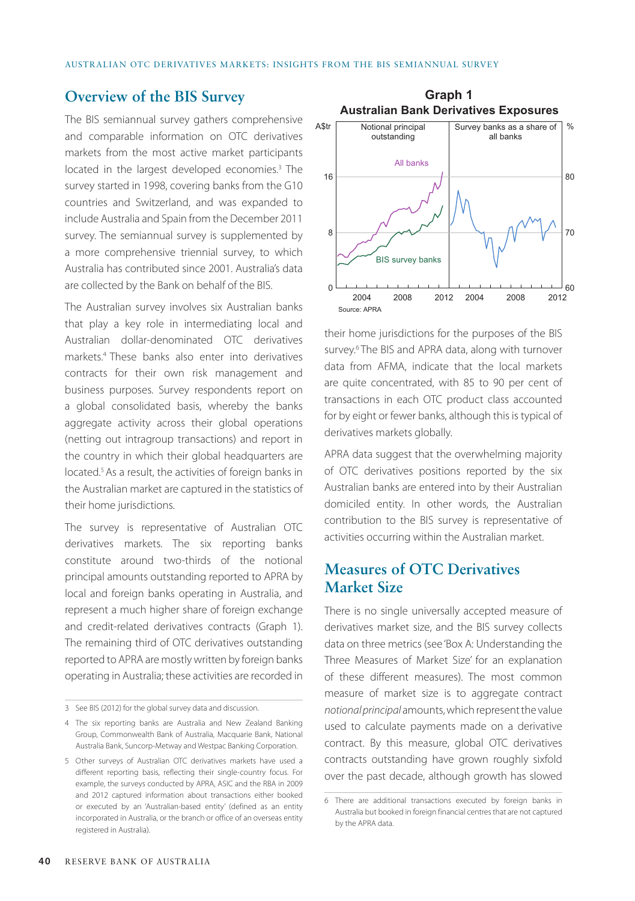## Overview of the BIS Survey

The BIS semiannual survey gathers comprehensive and comparable information on OTC derivatives markets from the most active market participants located in the largest developed economies.[3] The survey started in 1998, covering banks from the G10 countries and Switzerland, and was expanded to include Australia and Spain from the December 2011 survey. The semiannual survey is supplemented by a more comprehensive triennial survey, to which Australia has contributed since 2001. Australia's data are collected by the Bank on behalf of the BIS.

The Australian survey involves six Australian banks that play a key role in intermediating local and Australian dollar-denominated OTC derivatives markets.[4] These banks also enter into derivatives contracts for their own risk management and business purposes. Survey respondents report on a global consolidated basis, whereby the banks aggregate activity across their global operations (netting out intragroup transactions) and report in the country in which their global headquarters are located.[5] As a result, the activities of foreign banks in the Australian market are captured in the statistics of their home jurisdictions.

The survey is representative of Australian OTC derivatives markets. The six reporting banks constitute around two-thirds of the notional principal amounts outstanding reported to APRA by local and foreign banks operating in Australia, and represent a much higher share of foreign exchange and credit-related derivatives contracts (Graph 1). The remaining third of OTC derivatives outstanding reported to APRA are mostly written by foreign banks operating in Australia; these activities are recorded in their home jurisdictions for the purposes of the BIS survey.[6] The BIS and APRA data, along with turnover data from AFMA, indicate that the local markets are quite concentrated, with 85 to 90 per cent of transactions in each OTC product class accounted for by eight or fewer banks, although this is typical of derivatives markets globally.

**Graph 1**
**Australian Bank Derivatives Exposures**

Source: APRA

APRA data suggest that the overwhelming majority of OTC derivatives positions reported by the six Australian banks are entered into by their Australian domiciled entity. In other words, the Australian contribution to the BIS survey is representative of activities occurring within the Australian market.

## Measures of OTC Derivatives Market Size

There is no single universally accepted measure of derivatives market size, and the BIS survey collects data on three metrics (see 'Box A: Understanding the Three Measures of Market Size' for an explanation of these different measures). The most common measure of market size is to aggregate contract *notional principal* amounts, which represent the value used to calculate payments made on a derivative contract. By this measure, global OTC derivatives contracts outstanding have grown roughly sixfold over the past decade, although growth has slowed

---

3 See BIS (2012) for the global survey data and discussion.

4 The six reporting banks are Australia and New Zealand Banking Group, Commonwealth Bank of Australia, Macquarie Bank, National Australia Bank, Suncorp-Metway and Westpac Banking Corporation.

5 Other surveys of Australian OTC derivatives markets have used a different reporting basis, reflecting their single-country focus. For example, the surveys conducted by APRA, ASIC and the RBA in 2009 and 2012 captured information about transactions either booked or executed by an 'Australian-based entity' (defined as an entity incorporated in Australia, or the branch or office of an overseas entity registered in Australia).

6 There are additional transactions executed by foreign banks in Australia but booked in foreign financial centres that are not captured by the APRA data.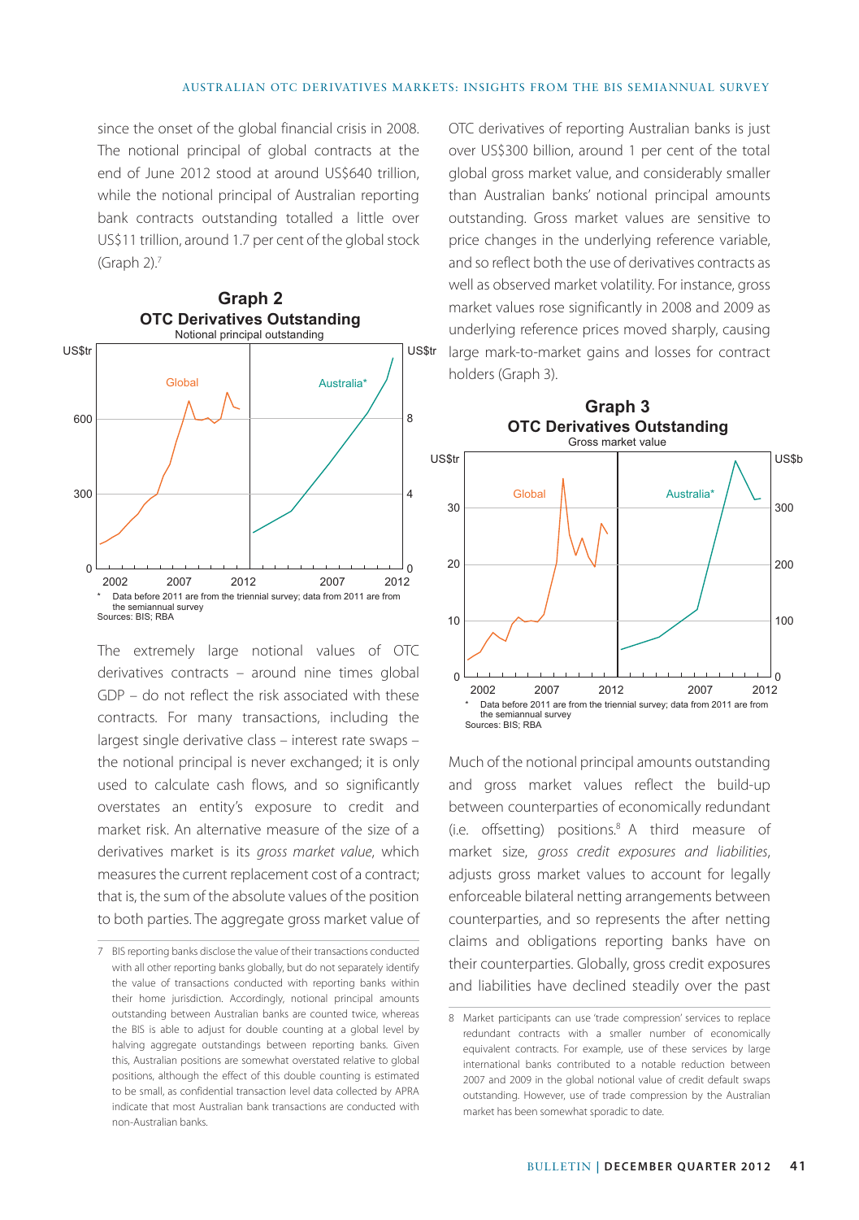since the onset of the global financial crisis in 2008. The notional principal of global contracts at the end of June 2012 stood at around US$640 trillion, while the notional principal of Australian reporting bank contracts outstanding totalled a little over US$11 trillion, around 1.7 per cent of the global stock (Graph 2).[7]

**Graph 2**
**OTC Derivatives Outstanding**
Notional principal outstanding

\* Data before 2011 are from the triennial survey; data from 2011 are from the semiannual survey
Sources: BIS; RBA

The extremely large notional values of OTC derivatives contracts – around nine times global GDP – do not reflect the risk associated with these contracts. For many transactions, including the largest single derivative class – interest rate swaps – the notional principal is never exchanged; it is only used to calculate cash flows, and so significantly overstates an entity's exposure to credit and market risk. An alternative measure of the size of a derivatives market is its *gross market value*, which measures the current replacement cost of a contract; that is, the sum of the absolute values of the position to both parties. The aggregate gross market value of OTC derivatives of reporting Australian banks is just over US$300 billion, around 1 per cent of the total global gross market value, and considerably smaller than Australian banks' notional principal amounts outstanding. Gross market values are sensitive to price changes in the underlying reference variable, and so reflect both the use of derivatives contracts as well as observed market volatility. For instance, gross market values rose significantly in 2008 and 2009 as underlying reference prices moved sharply, causing large mark-to-market gains and losses for contract holders (Graph 3).

**Graph 3**
**OTC Derivatives Outstanding**
Gross market value

\* Data before 2011 are from the triennial survey; data from 2011 are from the semiannual survey
Sources: BIS; RBA

Much of the notional principal amounts outstanding and gross market values reflect the build-up between counterparties of economically redundant (i.e. offsetting) positions.[8] A third measure of market size, *gross credit exposures and liabilities*, adjusts gross market values to account for legally enforceable bilateral netting arrangements between counterparties, and so represents the after netting claims and obligations reporting banks have on their counterparties. Globally, gross credit exposures and liabilities have declined steadily over the past

---

7 BIS reporting banks disclose the value of their transactions conducted with all other reporting banks globally, but do not separately identify the value of transactions conducted with reporting banks within their home jurisdiction. Accordingly, notional principal amounts outstanding between Australian banks are counted twice, whereas the BIS is able to adjust for double counting at a global level by halving aggregate outstandings between reporting banks. Given this, Australian positions are somewhat overstated relative to global positions, although the effect of this double counting is estimated to be small, as confidential transaction level data collected by APRA indicate that most Australian bank transactions are conducted with non-Australian banks.

8 Market participants can use 'trade compression' services to replace redundant contracts with a smaller number of economically equivalent contracts. For example, use of these services by large international banks contributed to a notable reduction between 2007 and 2009 in the global notional value of credit default swaps outstanding. However, use of trade compression by the Australian market has been somewhat sporadic to date.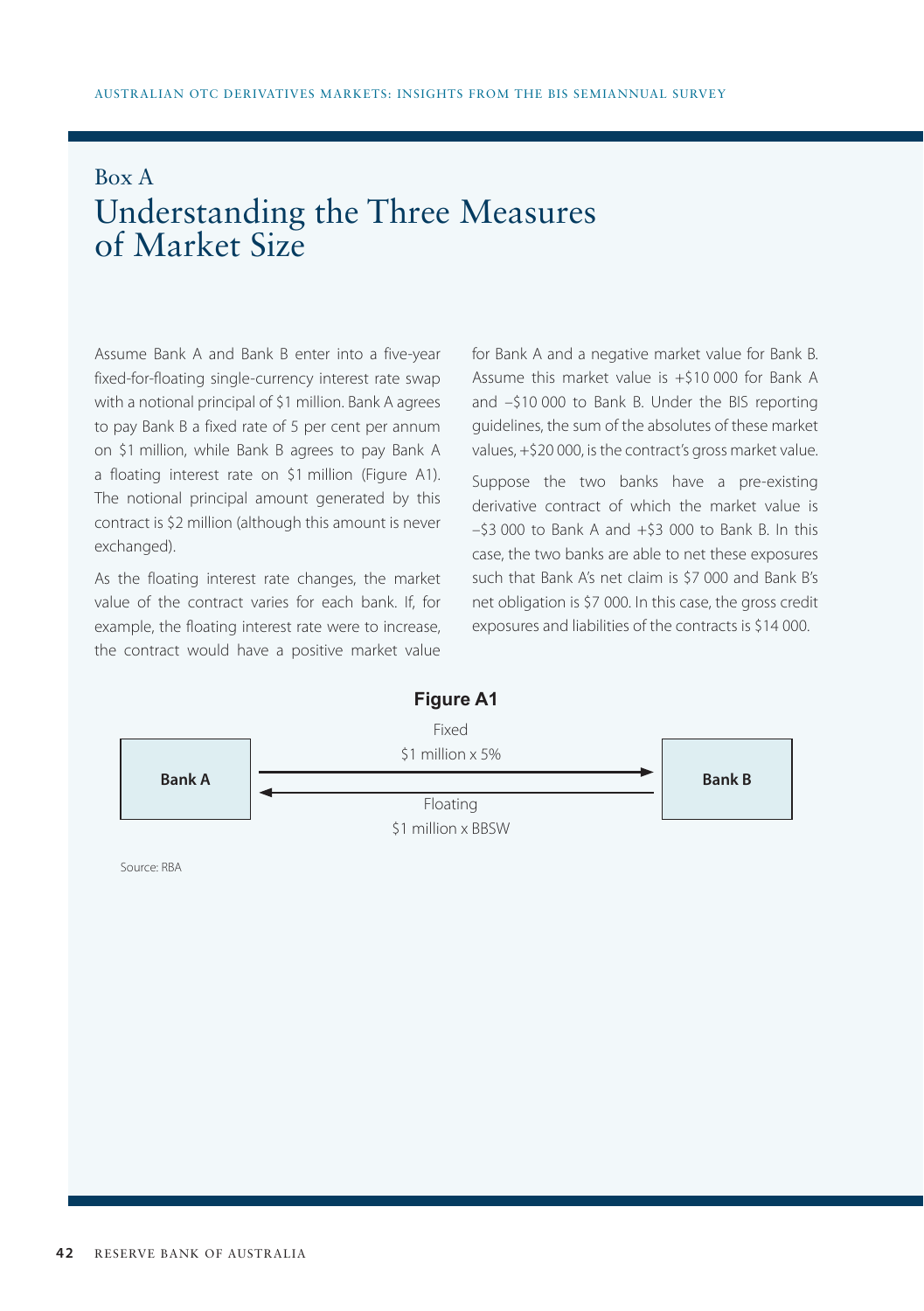## Box A

# Understanding the Three Measures of Market Size

Assume Bank A and Bank B enter into a five-year fixed-for-floating single-currency interest rate swap with a notional principal of $1 million. Bank A agrees to pay Bank B a fixed rate of 5 per cent per annum on $1 million, while Bank B agrees to pay Bank A a floating interest rate on $1 million (Figure A1). The notional principal amount generated by this contract is $2 million (although this amount is never exchanged).

As the floating interest rate changes, the market value of the contract varies for each bank. If, for example, the floating interest rate were to increase, the contract would have a positive market value for Bank A and a negative market value for Bank B. Assume this market value is +$10 000 for Bank A and –$10 000 to Bank B. Under the BIS reporting guidelines, the sum of the absolutes of these market values, +$20 000, is the contract's gross market value.

Suppose the two banks have a pre-existing derivative contract of which the market value is –$3 000 to Bank A and +$3 000 to Bank B. In this case, the two banks are able to net these exposures such that Bank A's net claim is $7 000 and Bank B's net obligation is $7 000. In this case, the gross credit exposures and liabilities of the contracts is $14 000.

**Figure A1**

| | Bank A → Bank B | Bank B → Bank A |
|---|---|---|
| Payment | Fixed: $1 million x 5% | Floating: $1 million x BBSW |

Source: RBA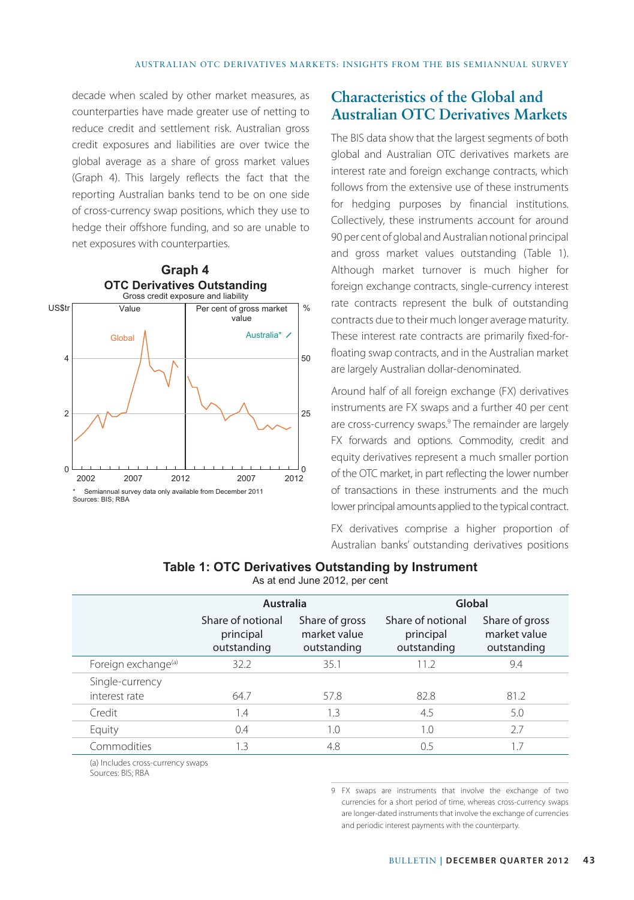decade when scaled by other market measures, as counterparties have made greater use of netting to reduce credit and settlement risk. Australian gross credit exposures and liabilities are over twice the global average as a share of gross market values (Graph 4). This largely reflects the fact that the reporting Australian banks tend to be on one side of cross-currency swap positions, which they use to hedge their offshore funding, and so are unable to net exposures with counterparties.

**Graph 4**
**OTC Derivatives Outstanding**
Gross credit exposure and liability

\* Semiannual survey data only available from December 2011
Sources: BIS; RBA

## Characteristics of the Global and Australian OTC Derivatives Markets

The BIS data show that the largest segments of both global and Australian OTC derivatives markets are interest rate and foreign exchange contracts, which follows from the extensive use of these instruments for hedging purposes by financial institutions. Collectively, these instruments account for around 90 per cent of global and Australian notional principal and gross market values outstanding (Table 1). Although market turnover is much higher for foreign exchange contracts, single-currency interest rate contracts represent the bulk of outstanding contracts due to their much longer average maturity. These interest rate contracts are primarily fixed-for-floating swap contracts, and in the Australian market are largely Australian dollar-denominated.

Around half of all foreign exchange (FX) derivatives instruments are FX swaps and a further 40 per cent are cross-currency swaps.[9] The remainder are largely FX forwards and options. Commodity, credit and equity derivatives represent a much smaller portion of the OTC market, in part reflecting the lower number of transactions in these instruments and the much lower principal amounts applied to the typical contract.

FX derivatives comprise a higher proportion of Australian banks' outstanding derivatives positions

**Table 1: OTC Derivatives Outstanding by Instrument**
As at end June 2012, per cent

| | Australia | | Global | |
|---|---|---|---|---|
| | Share of notional principal outstanding | Share of gross market value outstanding | Share of notional principal outstanding | Share of gross market value outstanding |
| Foreign exchange[(a)] | 32.2 | 35.1 | 11.2 | 9.4 |
| Single-currency interest rate | 64.7 | 57.8 | 82.8 | 81.2 |
| Credit | 1.4 | 1.3 | 4.5 | 5.0 |
| Equity | 0.4 | 1.0 | 1.0 | 2.7 |
| Commodities | 1.3 | 4.8 | 0.5 | 1.7 |

(a) Includes cross-currency swaps
Sources: BIS; RBA

9 FX swaps are instruments that involve the exchange of two currencies for a short period of time, whereas cross-currency swaps are longer-dated instruments that involve the exchange of currencies and periodic interest payments with the counterparty.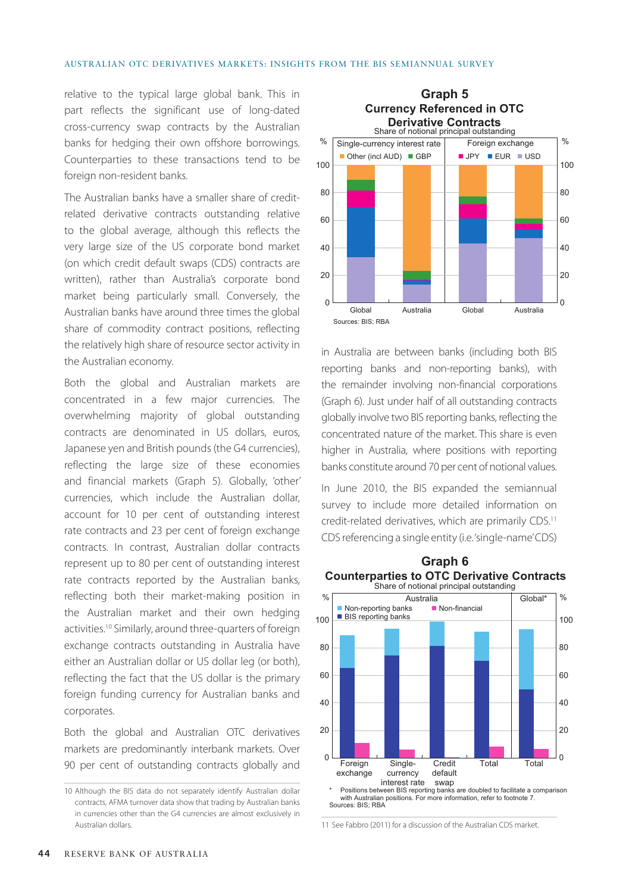relative to the typical large global bank. This in part reflects the significant use of long-dated cross-currency swap contracts by the Australian banks for hedging their own offshore borrowings. Counterparties to these transactions tend to be foreign non-resident banks.

The Australian banks have a smaller share of credit-related derivative contracts outstanding relative to the global average, although this reflects the very large size of the US corporate bond market (on which credit default swaps (CDS) contracts are written), rather than Australia's corporate bond market being particularly small. Conversely, the Australian banks have around three times the global share of commodity contract positions, reflecting the relatively high share of resource sector activity in the Australian economy.

Both the global and Australian markets are concentrated in a few major currencies. The overwhelming majority of global outstanding contracts are denominated in US dollars, euros, Japanese yen and British pounds (the G4 currencies), reflecting the large size of these economies and financial markets (Graph 5). Globally, 'other' currencies, which include the Australian dollar, account for 10 per cent of outstanding interest rate contracts and 23 per cent of foreign exchange contracts. In contrast, Australian dollar contracts represent up to 80 per cent of outstanding interest rate contracts reported by the Australian banks, reflecting both their market-making position in the Australian market and their own hedging activities.[10] Similarly, around three-quarters of foreign exchange contracts outstanding in Australia have either an Australian dollar or US dollar leg (or both), reflecting the fact that the US dollar is the primary foreign funding currency for Australian banks and corporates.

Both the global and Australian OTC derivatives markets are predominantly interbank markets. Over 90 per cent of outstanding contracts globally and in Australia are between banks (including both BIS reporting banks and non-reporting banks), with the remainder involving non-financial corporations (Graph 6). Just under half of all outstanding contracts globally involve two BIS reporting banks, reflecting the concentrated nature of the market. This share is even higher in Australia, where positions with reporting banks constitute around 70 per cent of notional values.

In June 2010, the BIS expanded the semiannual survey to include more detailed information on credit-related derivatives, which are primarily CDS.[11] CDS referencing a single entity (i.e. 'single-name' CDS)

**Graph 5**
**Currency Referenced in OTC Derivative Contracts**
Share of notional principal outstanding

Sources: BIS; RBA

**Graph 6**
**Counterparties to OTC Derivative Contracts**
Share of notional principal outstanding

\* Positions between BIS reporting banks are doubled to facilitate a comparison with Australian positions. For more information, refer to footnote 7.

Sources: BIS; RBA

10 Although the BIS data do not separately identify Australian dollar contracts, AFMA turnover data show that trading by Australian banks in currencies other than the G4 currencies are almost exclusively in Australian dollars.

11 See Fabbro (2011) for a discussion of the Australian CDS market.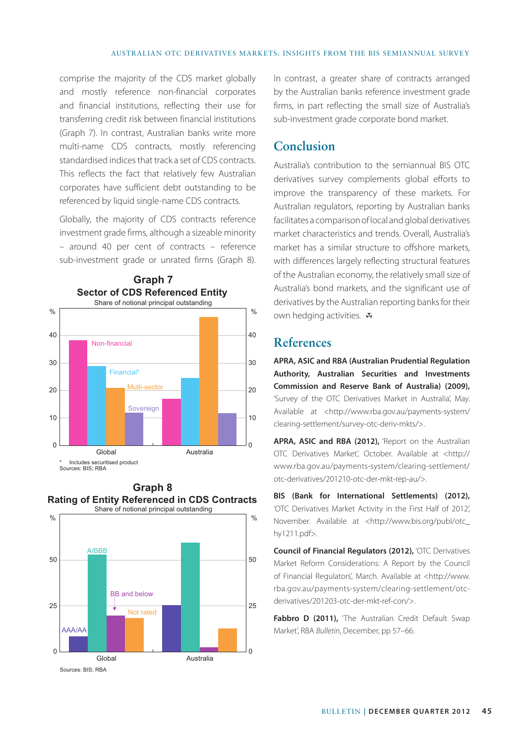comprise the majority of the CDS market globally and mostly reference non-financial corporates and financial institutions, reflecting their use for transferring credit risk between financial institutions (Graph 7). In contrast, Australian banks write more multi-name CDS contracts, mostly referencing standardised indices that track a set of CDS contracts. This reflects the fact that relatively few Australian corporates have sufficient debt outstanding to be referenced by liquid single-name CDS contracts.

Globally, the majority of CDS contracts reference investment grade firms, although a sizeable minority – around 40 per cent of contracts – reference sub-investment grade or unrated firms (Graph 8).

**Graph 7**
**Sector of CDS Referenced Entity**
Share of notional principal outstanding

%
40
30
20
10
0
Non-financial
Financial*
Multi-sector
Sovereign
Global
Australia

\* Includes securitised product
Sources: BIS; RBA

**Graph 8**
**Rating of Entity Referenced in CDS Contracts**
Share of notional principal outstanding

%
50
25
0
A/BBB
BB and below
Not rated
AAA/AA
Global
Australia

Sources: BIS; RBA

In contrast, a greater share of contracts arranged by the Australian banks reference investment grade firms, in part reflecting the small size of Australia's sub-investment grade corporate bond market.

## Conclusion

Australia's contribution to the semiannual BIS OTC derivatives survey complements global efforts to improve the transparency of these markets. For Australian regulators, reporting by Australian banks facilitates a comparison of local and global derivatives market characteristics and trends. Overall, Australia's market has a similar structure to offshore markets, with differences largely reflecting structural features of the Australian economy, the relatively small size of Australia's bond markets, and the significant use of derivatives by the Australian reporting banks for their own hedging activities.

## References

**APRA, ASIC and RBA (Australian Prudential Regulation Authority, Australian Securities and Investments Commission and Reserve Bank of Australia) (2009),** 'Survey of the OTC Derivatives Market in Australia', May. Available at <http://www.rba.gov.au/payments-system/clearing-settlement/survey-otc-deriv-mkts/>.

**APRA, ASIC and RBA (2012),** 'Report on the Australian OTC Derivatives Market', October. Available at <http://www.rba.gov.au/payments-system/clearing-settlement/otc-derivatives/201210-otc-der-mkt-rep-au/>.

**BIS (Bank for International Settlements) (2012),** 'OTC Derivatives Market Activity in the First Half of 2012', November. Available at <http://www.bis.org/publ/otc_hy1211.pdf>.

**Council of Financial Regulators (2012),** 'OTC Derivatives Market Reform Considerations: A Report by the Council of Financial Regulators', March. Available at <http://www.rba.gov.au/payments-system/clearing-settlement/otc-derivatives/201203-otc-der-mkt-ref-con/>.

**Fabbro D (2011),** 'The Australian Credit Default Swap Market', RBA *Bulletin*, December, pp 57–66.